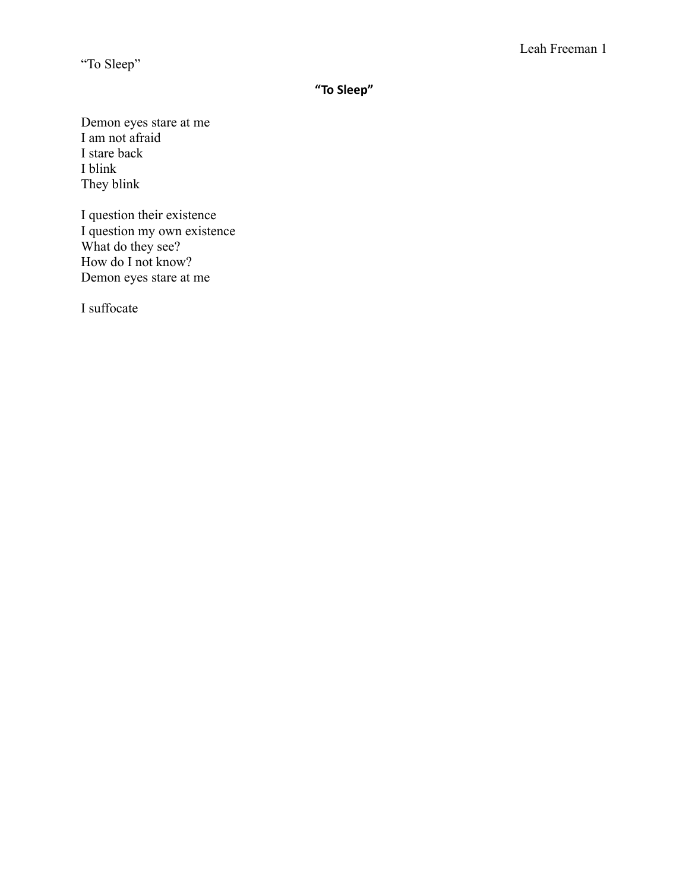## "To Sleep"

Demon eyes stare at me
I am not afraid
I stare back
I blink
They blink

I question their existence
I question my own existence
What do they see?
How do I not know?
Demon eyes stare at me

I suffocate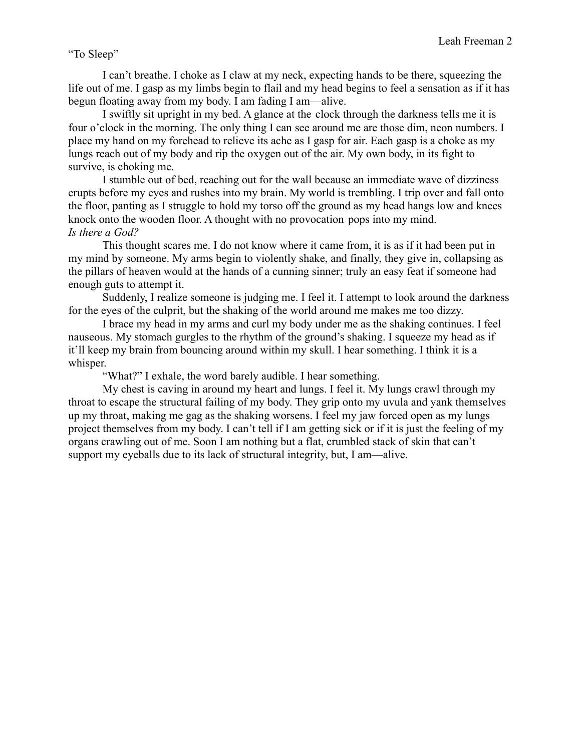"To Sleep"

I can't breathe. I choke as I claw at my neck, expecting hands to be there, squeezing the life out of me. I gasp as my limbs begin to flail and my head begins to feel a sensation as if it has begun floating away from my body. I am fading I am—alive.

I swiftly sit upright in my bed. A glance at the clock through the darkness tells me it is four o'clock in the morning. The only thing I can see around me are those dim, neon numbers. I place my hand on my forehead to relieve its ache as I gasp for air. Each gasp is a choke as my lungs reach out of my body and rip the oxygen out of the air. My own body, in its fight to survive, is choking me.

I stumble out of bed, reaching out for the wall because an immediate wave of dizziness erupts before my eyes and rushes into my brain. My world is trembling. I trip over and fall onto the floor, panting as I struggle to hold my torso off the ground as my head hangs low and knees knock onto the wooden floor. A thought with no provocation pops into my mind.

*Is there a God?*

This thought scares me. I do not know where it came from, it is as if it had been put in my mind by someone. My arms begin to violently shake, and finally, they give in, collapsing as the pillars of heaven would at the hands of a cunning sinner; truly an easy feat if someone had enough guts to attempt it.

Suddenly, I realize someone is judging me. I feel it. I attempt to look around the darkness for the eyes of the culprit, but the shaking of the world around me makes me too dizzy.

I brace my head in my arms and curl my body under me as the shaking continues. I feel nauseous. My stomach gurgles to the rhythm of the ground's shaking. I squeeze my head as if it'll keep my brain from bouncing around within my skull. I hear something. I think it is a whisper.

"What?" I exhale, the word barely audible. I hear something.

My chest is caving in around my heart and lungs. I feel it. My lungs crawl through my throat to escape the structural failing of my body. They grip onto my uvula and yank themselves up my throat, making me gag as the shaking worsens. I feel my jaw forced open as my lungs project themselves from my body. I can't tell if I am getting sick or if it is just the feeling of my organs crawling out of me. Soon I am nothing but a flat, crumbled stack of skin that can't support my eyeballs due to its lack of structural integrity, but, I am—alive.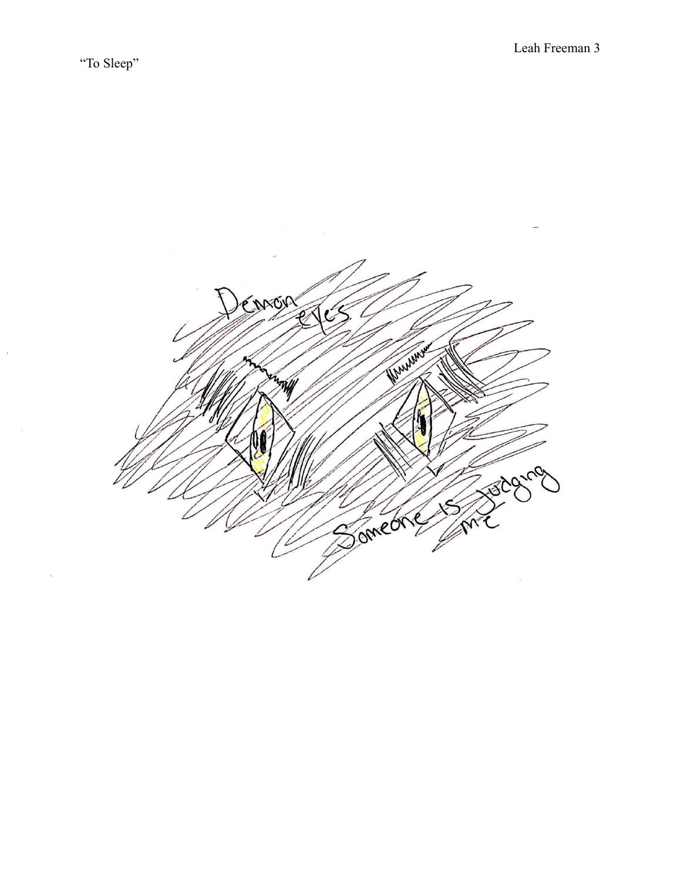"To Sleep"

Demon eyes

Someone is judging me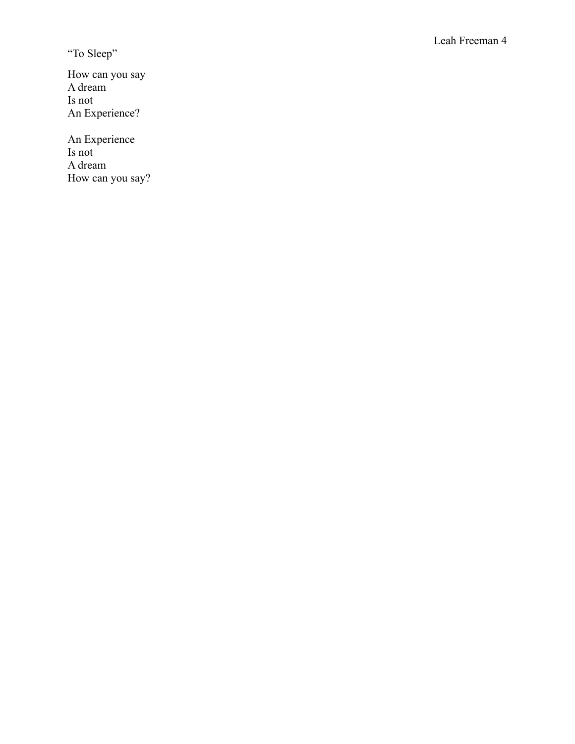"To Sleep"

How can you say  
A dream  
Is not  
An Experience?

An Experience  
Is not  
A dream  
How can you say?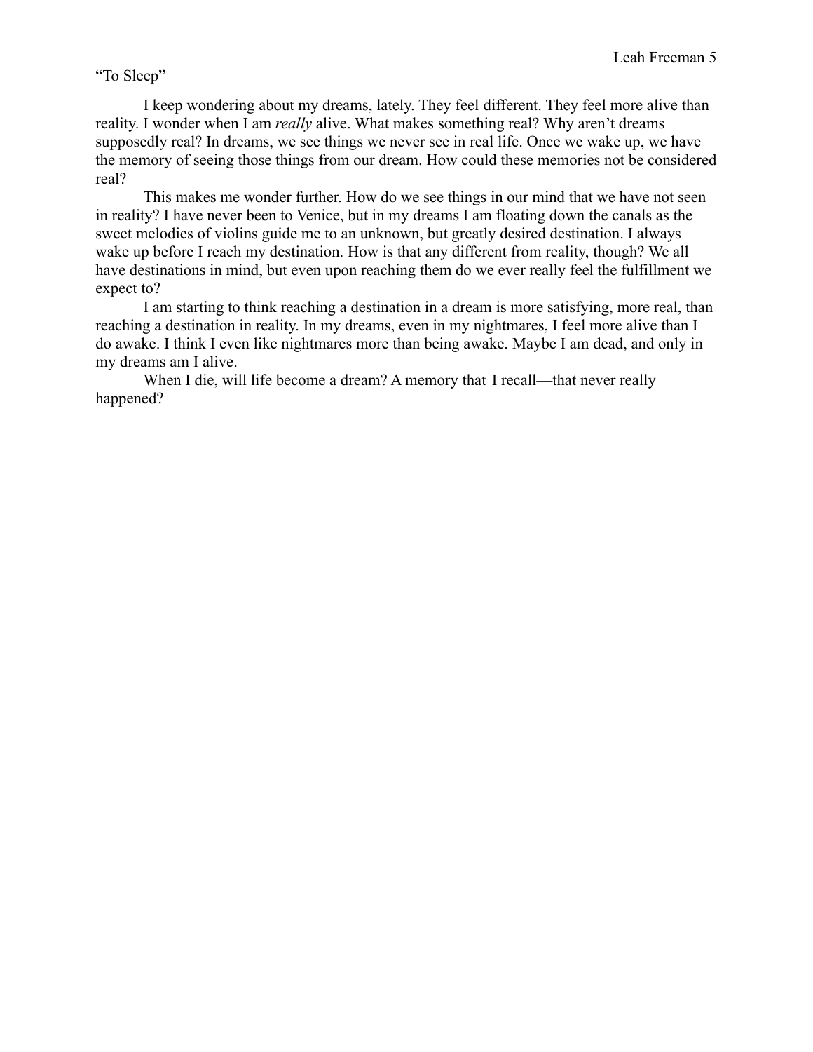"To Sleep"

I keep wondering about my dreams, lately. They feel different. They feel more alive than reality. I wonder when I am *really* alive. What makes something real? Why aren't dreams supposedly real? In dreams, we see things we never see in real life. Once we wake up, we have the memory of seeing those things from our dream. How could these memories not be considered real?

This makes me wonder further. How do we see things in our mind that we have not seen in reality? I have never been to Venice, but in my dreams I am floating down the canals as the sweet melodies of violins guide me to an unknown, but greatly desired destination. I always wake up before I reach my destination. How is that any different from reality, though? We all have destinations in mind, but even upon reaching them do we ever really feel the fulfillment we expect to?

I am starting to think reaching a destination in a dream is more satisfying, more real, than reaching a destination in reality. In my dreams, even in my nightmares, I feel more alive than I do awake. I think I even like nightmares more than being awake. Maybe I am dead, and only in my dreams am I alive.

When I die, will life become a dream? A memory that I recall—that never really happened?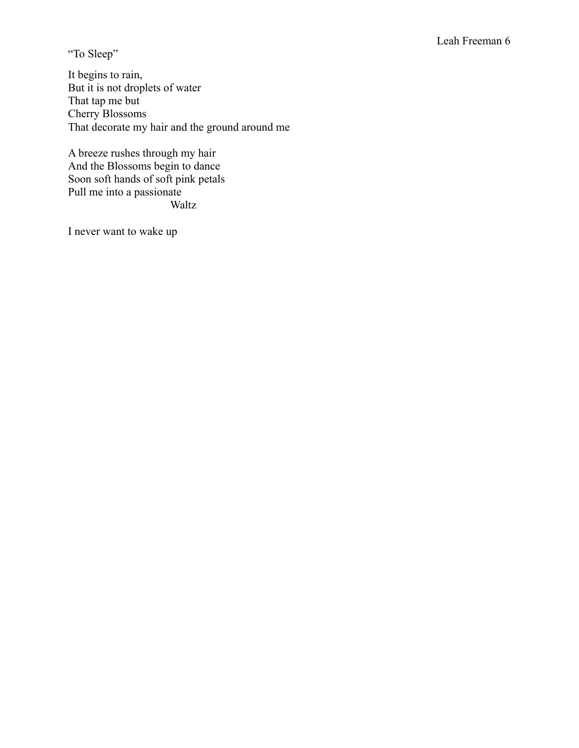"To Sleep"

It begins to rain,
But it is not droplets of water
That tap me but
Cherry Blossoms
That decorate my hair and the ground around me

A breeze rushes through my hair
And the Blossoms begin to dance
Soon soft hands of soft pink petals
Pull me into a passionate
                                        Waltz

I never want to wake up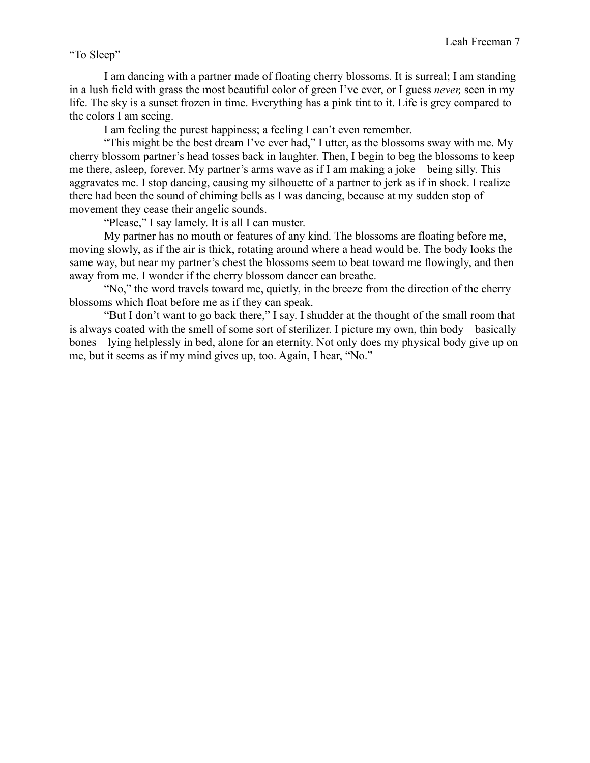"To Sleep"

I am dancing with a partner made of floating cherry blossoms. It is surreal; I am standing in a lush field with grass the most beautiful color of green I've ever, or I guess *never,* seen in my life. The sky is a sunset frozen in time. Everything has a pink tint to it. Life is grey compared to the colors I am seeing.

I am feeling the purest happiness; a feeling I can't even remember.

"This might be the best dream I've ever had," I utter, as the blossoms sway with me. My cherry blossom partner's head tosses back in laughter. Then, I begin to beg the blossoms to keep me there, asleep, forever. My partner's arms wave as if I am making a joke—being silly. This aggravates me. I stop dancing, causing my silhouette of a partner to jerk as if in shock. I realize there had been the sound of chiming bells as I was dancing, because at my sudden stop of movement they cease their angelic sounds.

"Please," I say lamely. It is all I can muster.

My partner has no mouth or features of any kind. The blossoms are floating before me, moving slowly, as if the air is thick, rotating around where a head would be. The body looks the same way, but near my partner's chest the blossoms seem to beat toward me flowingly, and then away from me. I wonder if the cherry blossom dancer can breathe.

"No," the word travels toward me, quietly, in the breeze from the direction of the cherry blossoms which float before me as if they can speak.

"But I don't want to go back there," I say. I shudder at the thought of the small room that is always coated with the smell of some sort of sterilizer. I picture my own, thin body—basically bones—lying helplessly in bed, alone for an eternity. Not only does my physical body give up on me, but it seems as if my mind gives up, too. Again, I hear, "No."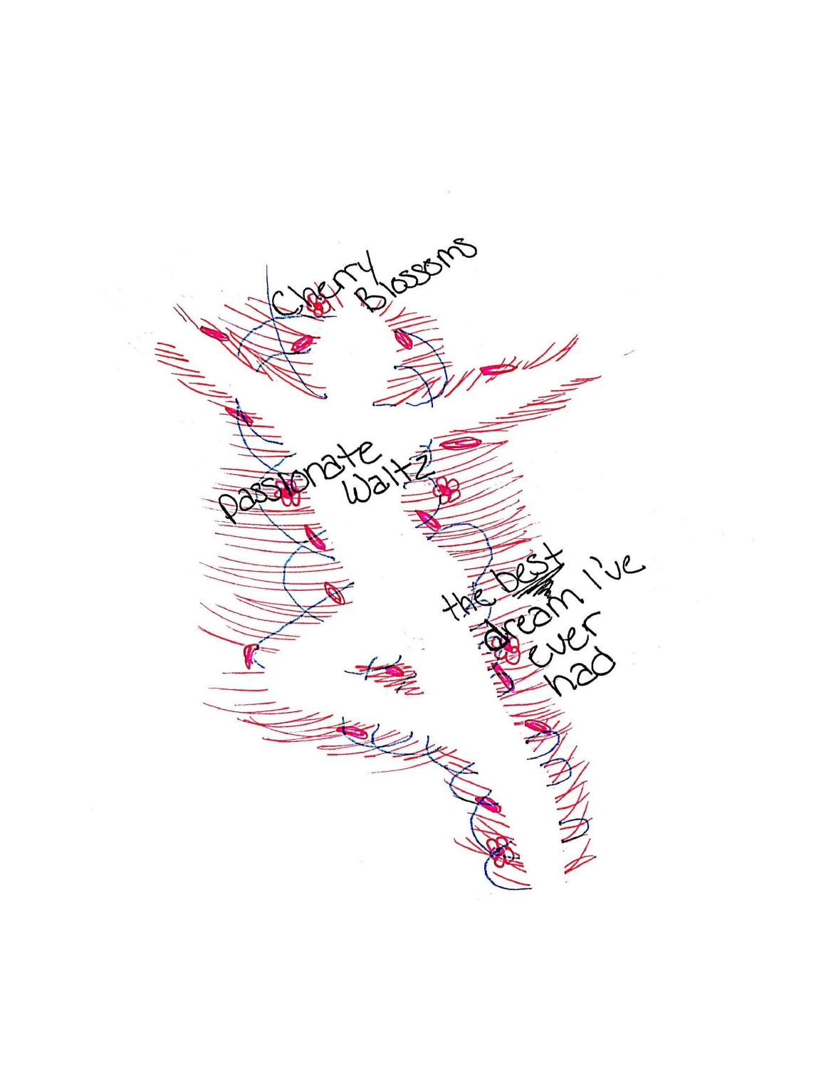Cherry Blossoms

passionate Waltz

the best dream I've ever had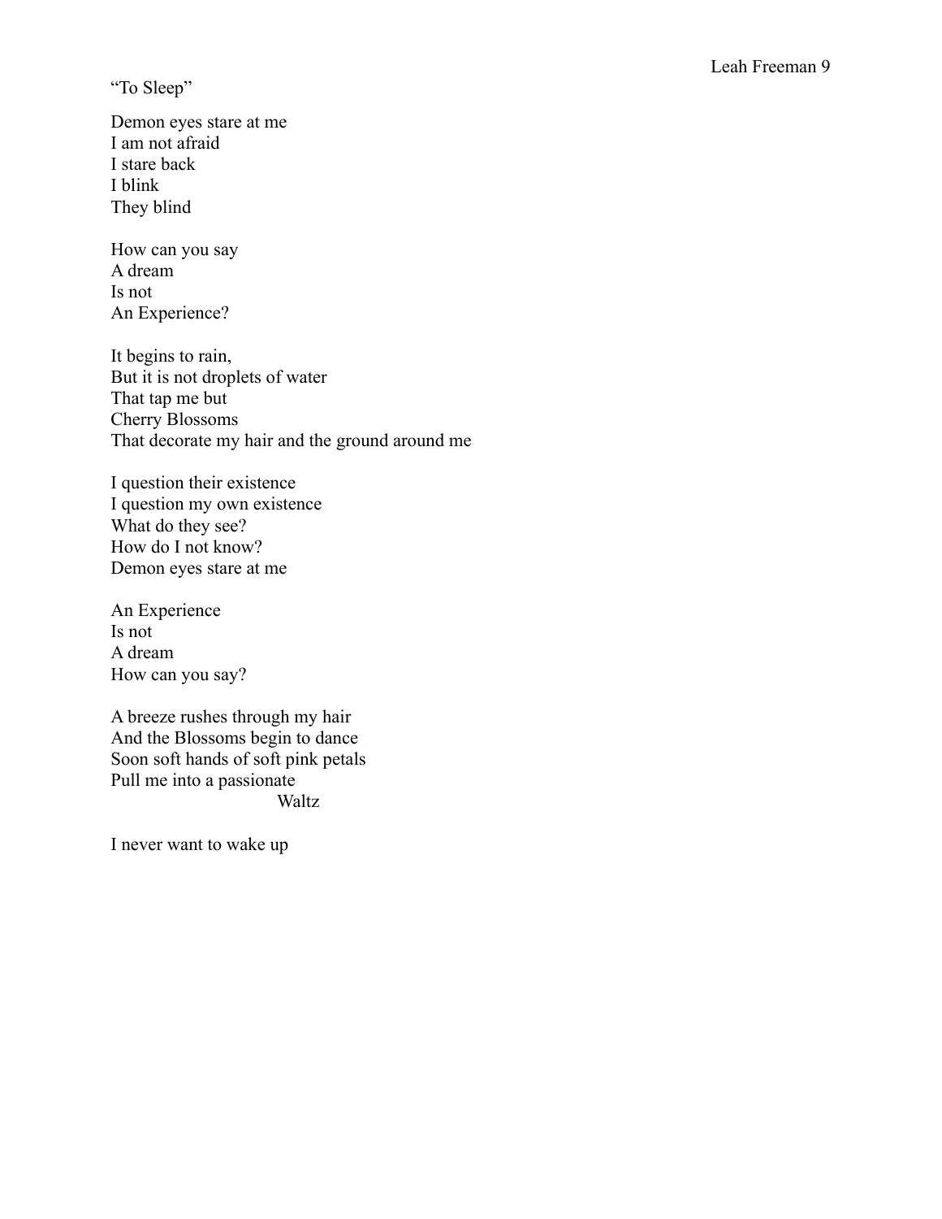"To Sleep"

Demon eyes stare at me  
I am not afraid  
I stare back  
I blink  
They blind

How can you say  
A dream  
Is not  
An Experience?

It begins to rain,  
But it is not droplets of water  
That tap me but  
Cherry Blossoms  
That decorate my hair and the ground around me

I question their existence  
I question my own existence  
What do they see?  
How do I not know?  
Demon eyes stare at me

An Experience  
Is not  
A dream  
How can you say?

A breeze rushes through my hair  
And the Blossoms begin to dance  
Soon soft hands of soft pink petals  
Pull me into a passionate  
                    Waltz

I never want to wake up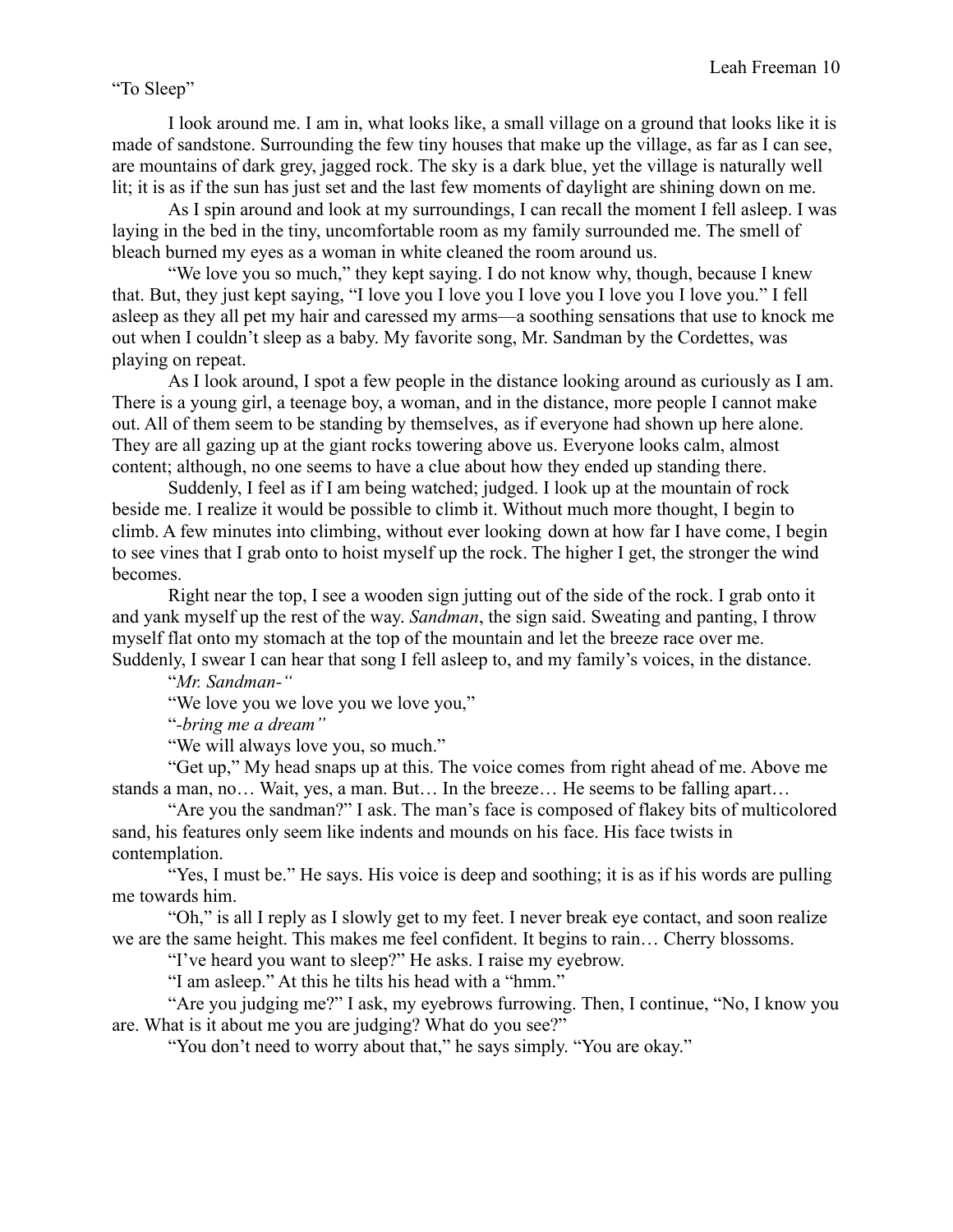"To Sleep"

I look around me. I am in, what looks like, a small village on a ground that looks like it is made of sandstone. Surrounding the few tiny houses that make up the village, as far as I can see, are mountains of dark grey, jagged rock. The sky is a dark blue, yet the village is naturally well lit; it is as if the sun has just set and the last few moments of daylight are shining down on me.

As I spin around and look at my surroundings, I can recall the moment I fell asleep. I was laying in the bed in the tiny, uncomfortable room as my family surrounded me. The smell of bleach burned my eyes as a woman in white cleaned the room around us.

"We love you so much," they kept saying. I do not know why, though, because I knew that. But, they just kept saying, "I love you I love you I love you I love you I love you." I fell asleep as they all pet my hair and caressed my arms—a soothing sensations that use to knock me out when I couldn't sleep as a baby. My favorite song, Mr. Sandman by the Cordettes, was playing on repeat.

As I look around, I spot a few people in the distance looking around as curiously as I am. There is a young girl, a teenage boy, a woman, and in the distance, more people I cannot make out. All of them seem to be standing by themselves, as if everyone had shown up here alone. They are all gazing up at the giant rocks towering above us. Everyone looks calm, almost content; although, no one seems to have a clue about how they ended up standing there.

Suddenly, I feel as if I am being watched; judged. I look up at the mountain of rock beside me. I realize it would be possible to climb it. Without much more thought, I begin to climb. A few minutes into climbing, without ever looking down at how far I have come, I begin to see vines that I grab onto to hoist myself up the rock. The higher I get, the stronger the wind becomes.

Right near the top, I see a wooden sign jutting out of the side of the rock. I grab onto it and yank myself up the rest of the way. *Sandman*, the sign said. Sweating and panting, I throw myself flat onto my stomach at the top of the mountain and let the breeze race over me. Suddenly, I swear I can hear that song I fell asleep to, and my family's voices, in the distance.

"*Mr. Sandman-"*

"We love you we love you we love you,"

"*-bring me a dream"*

"We will always love you, so much."

"Get up," My head snaps up at this. The voice comes from right ahead of me. Above me stands a man, no… Wait, yes, a man. But… In the breeze… He seems to be falling apart…

"Are you the sandman?" I ask. The man's face is composed of flakey bits of multicolored sand, his features only seem like indents and mounds on his face. His face twists in contemplation.

"Yes, I must be." He says. His voice is deep and soothing; it is as if his words are pulling me towards him.

"Oh," is all I reply as I slowly get to my feet. I never break eye contact, and soon realize we are the same height. This makes me feel confident. It begins to rain… Cherry blossoms.

"I've heard you want to sleep?" He asks. I raise my eyebrow.

"I am asleep." At this he tilts his head with a "hmm."

"Are you judging me?" I ask, my eyebrows furrowing. Then, I continue, "No, I know you are. What is it about me you are judging? What do you see?"

"You don't need to worry about that," he says simply. "You are okay."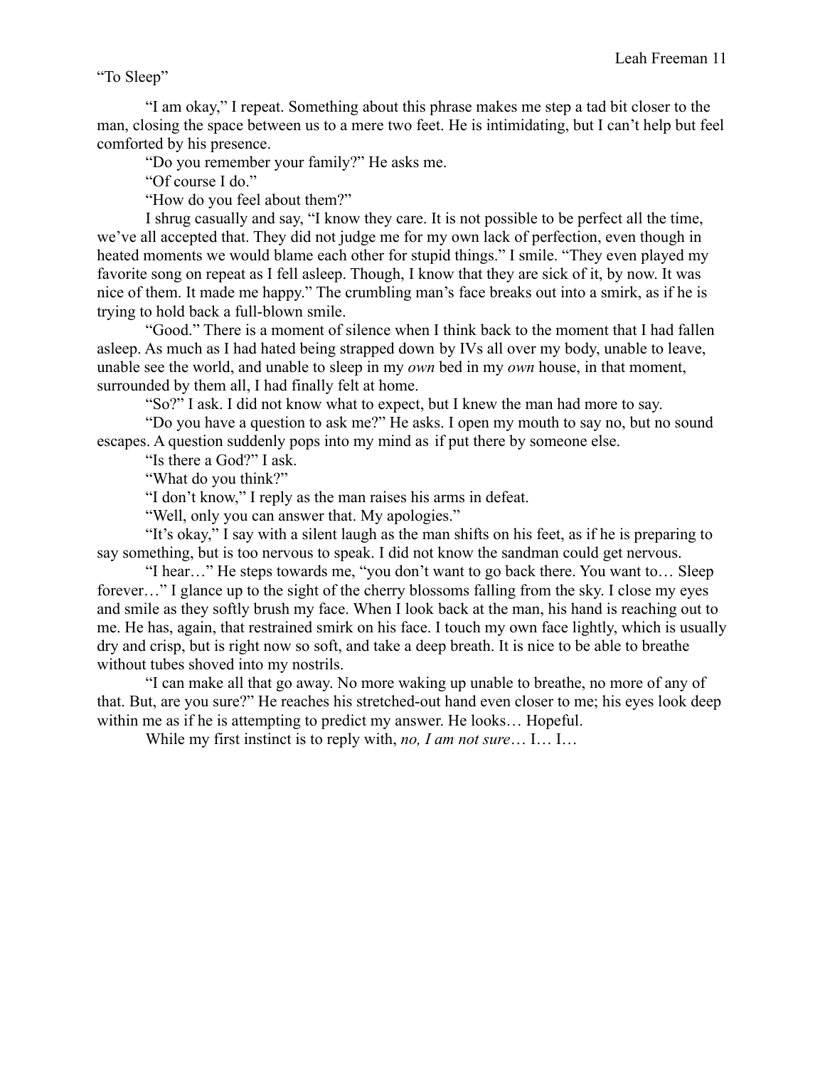"To Sleep"

"I am okay," I repeat. Something about this phrase makes me step a tad bit closer to the man, closing the space between us to a mere two feet. He is intimidating, but I can't help but feel comforted by his presence.

"Do you remember your family?" He asks me.

"Of course I do."

"How do you feel about them?"

I shrug casually and say, "I know they care. It is not possible to be perfect all the time, we've all accepted that. They did not judge me for my own lack of perfection, even though in heated moments we would blame each other for stupid things." I smile. "They even played my favorite song on repeat as I fell asleep. Though, I know that they are sick of it, by now. It was nice of them. It made me happy." The crumbling man's face breaks out into a smirk, as if he is trying to hold back a full-blown smile.

"Good." There is a moment of silence when I think back to the moment that I had fallen asleep. As much as I had hated being strapped down by IVs all over my body, unable to leave, unable see the world, and unable to sleep in my *own* bed in my *own* house, in that moment, surrounded by them all, I had finally felt at home.

"So?" I ask. I did not know what to expect, but I knew the man had more to say.

"Do you have a question to ask me?" He asks. I open my mouth to say no, but no sound escapes. A question suddenly pops into my mind as if put there by someone else.

"Is there a God?" I ask.

"What do you think?"

"I don't know," I reply as the man raises his arms in defeat.

"Well, only you can answer that. My apologies."

"It's okay," I say with a silent laugh as the man shifts on his feet, as if he is preparing to say something, but is too nervous to speak. I did not know the sandman could get nervous.

"I hear…" He steps towards me, "you don't want to go back there. You want to… Sleep forever…" I glance up to the sight of the cherry blossoms falling from the sky. I close my eyes and smile as they softly brush my face. When I look back at the man, his hand is reaching out to me. He has, again, that restrained smirk on his face. I touch my own face lightly, which is usually dry and crisp, but is right now so soft, and take a deep breath. It is nice to be able to breathe without tubes shoved into my nostrils.

"I can make all that go away. No more waking up unable to breathe, no more of any of that. But, are you sure?" He reaches his stretched-out hand even closer to me; his eyes look deep within me as if he is attempting to predict my answer. He looks… Hopeful.

While my first instinct is to reply with, *no, I am not sure*… I… I…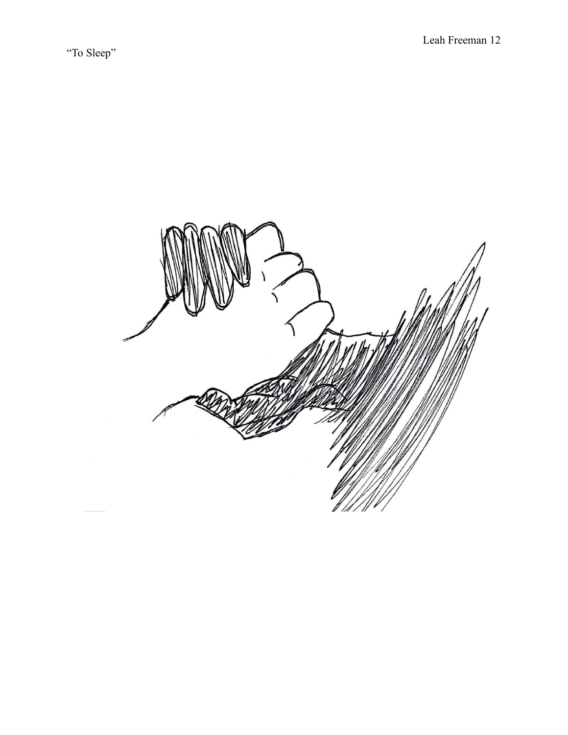"To Sleep"